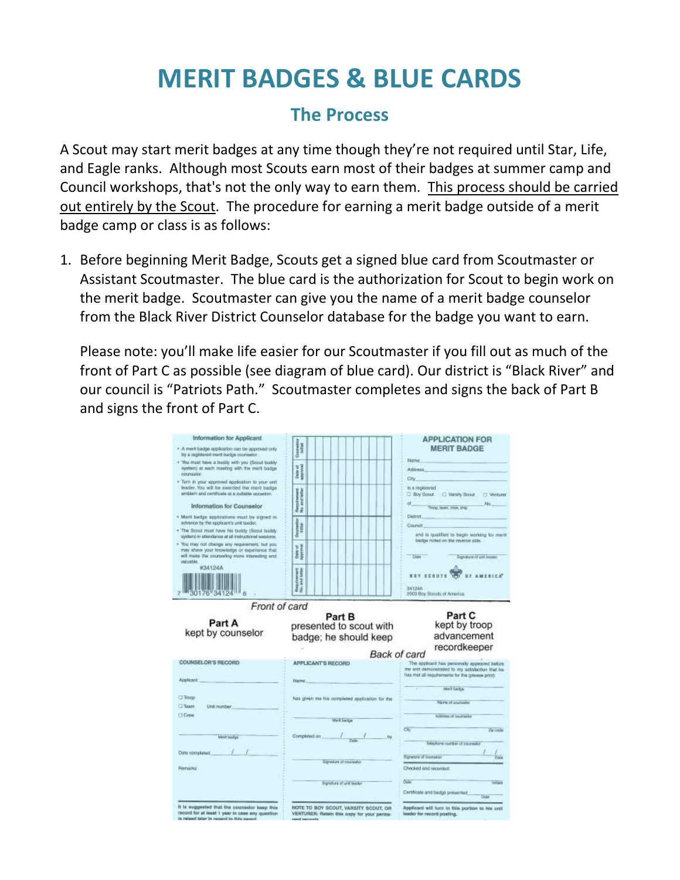# MERIT BADGES & BLUE CARDS

## The Process

A Scout may start merit badges at any time though they're not required until Star, Life, and Eagle ranks. Although most Scouts earn most of their badges at summer camp and Council workshops, that's not the only way to earn them. <u>This process should be carried out entirely by the Scout</u>. The procedure for earning a merit badge outside of a merit badge camp or class is as follows:

1. Before beginning Merit Badge, Scouts get a signed blue card from Scoutmaster or Assistant Scoutmaster. The blue card is the authorization for Scout to begin work on the merit badge. Scoutmaster can give you the name of a merit badge counselor from the Black River District Counselor database for the badge you want to earn.

   Please note: you'll make life easier for our Scoutmaster if you fill out as much of the front of Part C as possible (see diagram of blue card). Our district is "Black River" and our council is "Patriots Path." Scoutmaster completes and signs the back of Part B and signs the front of Part C.

**Information for Applicant**

- A merit badge application can be approved only by a registered merit badge counselor.
- You must have a buddy with you (Scout buddy system) at each meeting with the merit badge counselor.
- Turn in your approved application to your unit leader. You will be awarded the merit badge emblem and certificate at a suitable occasion.

**Information for Counselor**

- Merit badge applications must be signed in advance by the applicant's unit leader.
- The Scout must have his buddy (Scout buddy system) in attendance at all instructional sessions.
- You may not change any requirement, but you may share your knowledge or experience that will make the counseling more interesting and valuable.

#34124A

Counselor initial | Date of approval | Requirement No. and letter

**APPLICATION FOR MERIT BADGE**

Name ______ Address ______ City ______ is a registered ☐ Boy Scout ☐ Varsity Scout ☐ Venturer of ______ (Troop, team, crew, ship) No. ______ District ______ Council ______ and is qualified to begin working for merit badge noted on the reverse side.

______ Date ______ Signature of unit leader

BOY SCOUTS OF AMERICA
34124A
2003 Boy Scouts of America

*Front of card*

**Part A** kept by counselor | **Part B** presented to scout with badge; he should keep | **Part C** kept by troop advancement recordkeeper

*Back of card*

**COUNSELOR'S RECORD**

Applicant ______ ☐ Troop ☐ Team ☐ Crew Unit number ______ ______ Merit badge ______ Date completed ___/___/___ Remarks

It is suggested that the counselor keep this record for at least 1 year in case any question is raised later in regard to this award.

**APPLICANT'S RECORD**

Name ______ has given me his completed application for the ______ Merit badge. Completed on ___/___/___ Date by ______ Signature of counselor ______ Signature of unit leader

NOTE TO BOY SCOUT, VARSITY SCOUT, OR VENTURER: Retain this copy for your permanent records.

The applicant has personally appeared before me and demonstrated to my satisfaction that he has met all requirements for the (please print) ______ Merit badge ______ Name of counselor ______ Address of counselor ______ City ______ Zip code ______ Telephone number of counselor ______ Signature of counselor ___/___ Date

Checked and recorded: ______ Date ______ Initials

Certificate and badge presented ______ Date

Applicant will turn in this portion to his unit leader for record posting.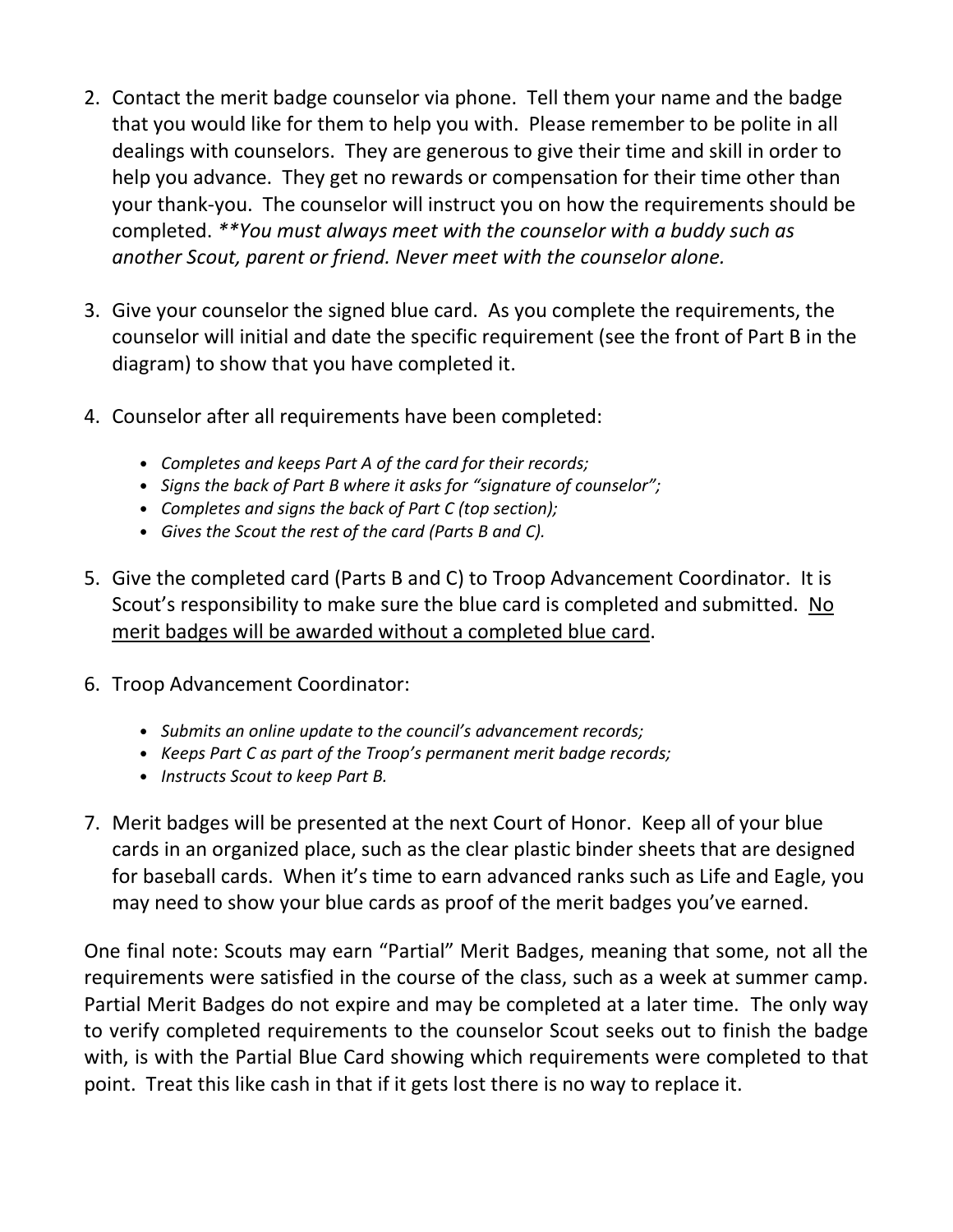2. Contact the merit badge counselor via phone. Tell them your name and the badge that you would like for them to help you with. Please remember to be polite in all dealings with counselors. They are generous to give their time and skill in order to help you advance. They get no rewards or compensation for their time other than your thank-you. The counselor will instruct you on how the requirements should be completed. ***\*You must always meet with the counselor with a buddy such as another Scout, parent or friend. Never meet with the counselor alone.***

3. Give your counselor the signed blue card. As you complete the requirements, the counselor will initial and date the specific requirement (see the front of Part B in the diagram) to show that you have completed it.

4. Counselor after all requirements have been completed:

   - *Completes and keeps Part A of the card for their records;*
   - *Signs the back of Part B where it asks for "signature of counselor";*
   - *Completes and signs the back of Part C (top section);*
   - *Gives the Scout the rest of the card (Parts B and C).*

5. Give the completed card (Parts B and C) to Troop Advancement Coordinator. It is Scout's responsibility to make sure the blue card is completed and submitted. <u>No merit badges will be awarded without a completed blue card</u>.

6. Troop Advancement Coordinator:

   - *Submits an online update to the council's advancement records;*
   - *Keeps Part C as part of the Troop's permanent merit badge records;*
   - *Instructs Scout to keep Part B.*

7. Merit badges will be presented at the next Court of Honor. Keep all of your blue cards in an organized place, such as the clear plastic binder sheets that are designed for baseball cards. When it's time to earn advanced ranks such as Life and Eagle, you may need to show your blue cards as proof of the merit badges you've earned.

One final note: Scouts may earn "Partial" Merit Badges, meaning that some, not all the requirements were satisfied in the course of the class, such as a week at summer camp. Partial Merit Badges do not expire and may be completed at a later time. The only way to verify completed requirements to the counselor Scout seeks out to finish the badge with, is with the Partial Blue Card showing which requirements were completed to that point. Treat this like cash in that if it gets lost there is no way to replace it.